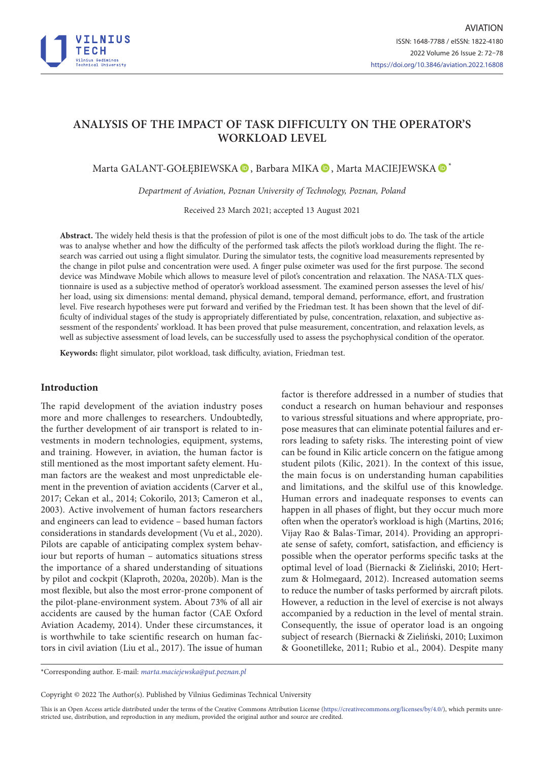# ANALYSIS OF THE IMPACT OF TASK DIFFICULTY ON THE OPERATOR'S WORKLOAD LEVEL

Marta GALANT-GOŁĘBIEWSKA, Barbara MIKA, Marta MACIEJEWSKA*

*Department of Aviation, Poznan University of Technology, Poznan, Poland*

Received 23 March 2021; accepted 13 August 2021

**Abstract.** The widely held thesis is that the profession of pilot is one of the most difficult jobs to do. The task of the article was to analyse whether and how the difficulty of the performed task affects the pilot's workload during the flight. The research was carried out using a flight simulator. During the simulator tests, the cognitive load measurements represented by the change in pilot pulse and concentration were used. A finger pulse oximeter was used for the first purpose. The second device was Mindwave Mobile which allows to measure level of pilot's concentration and relaxation. The NASA-TLX questionnaire is used as a subjective method of operator's workload assessment. The examined person assesses the level of his/her load, using six dimensions: mental demand, physical demand, temporal demand, performance, effort, and frustration level. Five research hypotheses were put forward and verified by the Friedman test. It has been shown that the level of difficulty of individual stages of the study is appropriately differentiated by pulse, concentration, relaxation, and subjective assessment of the respondents' workload. It has been proved that pulse measurement, concentration, and relaxation levels, as well as subjective assessment of load levels, can be successfully used to assess the psychophysical condition of the operator.

**Keywords:** flight simulator, pilot workload, task difficulty, aviation, Friedman test.

## Introduction

The rapid development of the aviation industry poses more and more challenges to researchers. Undoubtedly, the further development of air transport is related to investments in modern technologies, equipment, systems, and training. However, in aviation, the human factor is still mentioned as the most important safety element. Human factors are the weakest and most unpredictable element in the prevention of aviation accidents (Carver et al., 2017; Cekan et al., 2014; Cokorilo, 2013; Cameron et al., 2003). Active involvement of human factors researchers and engineers can lead to evidence – based human factors considerations in standards development (Vu et al., 2020). Pilots are capable of anticipating complex system behaviour but reports of human – automatics situations stress the importance of a shared understanding of situations by pilot and cockpit (Klaproth, 2020a, 2020b). Man is the most flexible, but also the most error-prone component of the pilot-plane-environment system. About 73% of all air accidents are caused by the human factor (CAE Oxford Aviation Academy, 2014). Under these circumstances, it is worthwhile to take scientific research on human factors in civil aviation (Liu et al., 2017). The issue of human factor is therefore addressed in a number of studies that conduct a research on human behaviour and responses to various stressful situations and where appropriate, propose measures that can eliminate potential failures and errors leading to safety risks. The interesting point of view can be found in Kilic article concern on the fatigue among student pilots (Kilic, 2021). In the context of this issue, the main focus is on understanding human capabilities and limitations, and the skilful use of this knowledge. Human errors and inadequate responses to events can happen in all phases of flight, but they occur much more often when the operator's workload is high (Martins, 2016; Vijay Rao & Balas-Timar, 2014). Providing an appropriate sense of safety, comfort, satisfaction, and efficiency is possible when the operator performs specific tasks at the optimal level of load (Biernacki & Zieliński, 2010; Hertzum & Holmegaard, 2012). Increased automation seems to reduce the number of tasks performed by aircraft pilots. However, a reduction in the level of exercise is not always accompanied by a reduction in the level of mental strain. Consequently, the issue of operator load is an ongoing subject of research (Biernacki & Zieliński, 2010; Luximon & Goonetilleke, 2011; Rubio et al., 2004). Despite many

*Corresponding author. E-mail: *marta.maciejewska@put.poznan.pl*

Copyright © 2022 The Author(s). Published by Vilnius Gediminas Technical University

This is an Open Access article distributed under the terms of the Creative Commons Attribution License (https://creativecommons.org/licenses/by/4.0/), which permits unrestricted use, distribution, and reproduction in any medium, provided the original author and source are credited.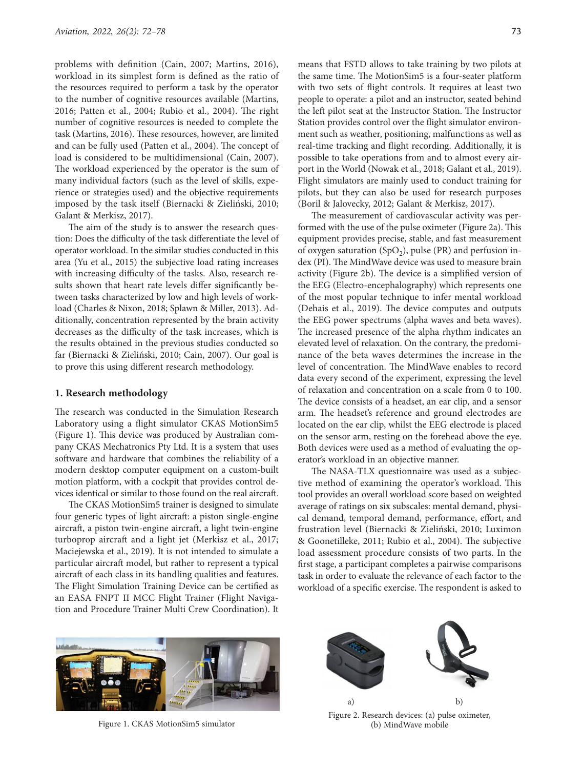problems with definition (Cain, 2007; Martins, 2016), workload in its simplest form is defined as the ratio of the resources required to perform a task by the operator to the number of cognitive resources available (Martins, 2016; Patten et al., 2004; Rubio et al., 2004). The right number of cognitive resources is needed to complete the task (Martins, 2016). These resources, however, are limited and can be fully used (Patten et al., 2004). The concept of load is considered to be multidimensional (Cain, 2007). The workload experienced by the operator is the sum of many individual factors (such as the level of skills, experience or strategies used) and the objective requirements imposed by the task itself (Biernacki & Zieliński, 2010; Galant & Merkisz, 2017).

The aim of the study is to answer the research question: Does the difficulty of the task differentiate the level of operator workload. In the similar studies conducted in this area (Yu et al., 2015) the subjective load rating increases with increasing difficulty of the tasks. Also, research results shown that heart rate levels differ significantly between tasks characterized by low and high levels of workload (Charles & Nixon, 2018; Splawn & Miller, 2013). Additionally, concentration represented by the brain activity decreases as the difficulty of the task increases, which is the results obtained in the previous studies conducted so far (Biernacki & Zieliński, 2010; Cain, 2007). Our goal is to prove this using different research methodology.

## 1. Research methodology

The research was conducted in the Simulation Research Laboratory using a flight simulator CKAS MotionSim5 (Figure 1). This device was produced by Australian company CKAS Mechatronics Pty Ltd. It is a system that uses software and hardware that combines the reliability of a modern desktop computer equipment on a custom-built motion platform, with a cockpit that provides control devices identical or similar to those found on the real aircraft.

The CKAS MotionSim5 trainer is designed to simulate four generic types of light aircraft: a piston single-engine aircraft, a piston twin-engine aircraft, a light twin-engine turboprop aircraft and a light jet (Merkisz et al., 2017; Maciejewska et al., 2019). It is not intended to simulate a particular aircraft model, but rather to represent a typical aircraft of each class in its handling qualities and features. The Flight Simulation Training Device can be certified as an EASA FNPT II MCC Flight Trainer (Flight Navigation and Procedure Trainer Multi Crew Coordination). It means that FSTD allows to take training by two pilots at the same time. The MotionSim5 is a four-seater platform with two sets of flight controls. It requires at least two people to operate: a pilot and an instructor, seated behind the left pilot seat at the Instructor Station. The Instructor Station provides control over the flight simulator environment such as weather, positioning, malfunctions as well as real-time tracking and flight recording. Additionally, it is possible to take operations from and to almost every airport in the World (Nowak et al., 2018; Galant et al., 2019). Flight simulators are mainly used to conduct training for pilots, but they can also be used for research purposes (Boril & Jalovecky, 2012; Galant & Merkisz, 2017).

The measurement of cardiovascular activity was performed with the use of the pulse oximeter (Figure 2a). This equipment provides precise, stable, and fast measurement of oxygen saturation ($SpO_2$), pulse (PR) and perfusion index (PI). The MindWave device was used to measure brain activity (Figure 2b). The device is a simplified version of the EEG (Electro-encephalography) which represents one of the most popular technique to infer mental workload (Dehais et al., 2019). The device computes and outputs the EEG power spectrums (alpha waves and beta waves). The increased presence of the alpha rhythm indicates an elevated level of relaxation. On the contrary, the predominance of the beta waves determines the increase in the level of concentration. The MindWave enables to record data every second of the experiment, expressing the level of relaxation and concentration on a scale from 0 to 100. The device consists of a headset, an ear clip, and a sensor arm. The headset's reference and ground electrodes are located on the ear clip, whilst the EEG electrode is placed on the sensor arm, resting on the forehead above the eye. Both devices were used as a method of evaluating the operator's workload in an objective manner.

The NASA-TLX questionnaire was used as a subjective method of examining the operator's workload. This tool provides an overall workload score based on weighted average of ratings on six subscales: mental demand, physical demand, temporal demand, performance, effort, and frustration level (Biernacki & Zieliński, 2010; Luximon & Goonetilleke, 2011; Rubio et al., 2004). The subjective load assessment procedure consists of two parts. In the first stage, a participant completes a pairwise comparisons task in order to evaluate the relevance of each factor to the workload of a specific exercise. The respondent is asked to

Figure 1. CKAS MotionSim5 simulator

a) b)

Figure 2. Research devices: (a) pulse oximeter, (b) MindWave mobile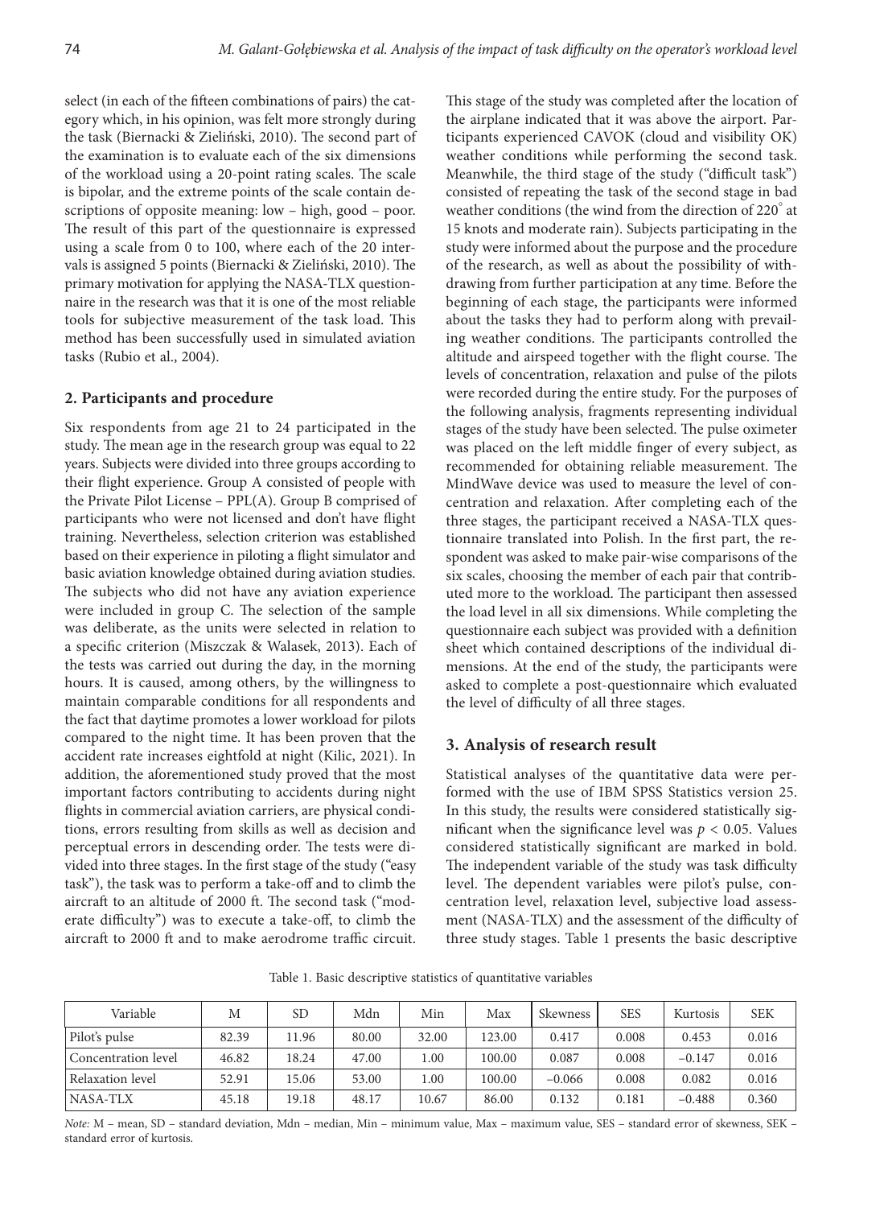select (in each of the fifteen combinations of pairs) the category which, in his opinion, was felt more strongly during the task (Biernacki & Zieliński, 2010). The second part of the examination is to evaluate each of the six dimensions of the workload using a 20-point rating scales. The scale is bipolar, and the extreme points of the scale contain descriptions of opposite meaning: low – high, good – poor. The result of this part of the questionnaire is expressed using a scale from 0 to 100, where each of the 20 intervals is assigned 5 points (Biernacki & Zieliński, 2010). The primary motivation for applying the NASA-TLX questionnaire in the research was that it is one of the most reliable tools for subjective measurement of the task load. This method has been successfully used in simulated aviation tasks (Rubio et al., 2004).

## 2. Participants and procedure

Six respondents from age 21 to 24 participated in the study. The mean age in the research group was equal to 22 years. Subjects were divided into three groups according to their flight experience. Group A consisted of people with the Private Pilot License – PPL(A). Group B comprised of participants who were not licensed and don't have flight training. Nevertheless, selection criterion was established based on their experience in piloting a flight simulator and basic aviation knowledge obtained during aviation studies. The subjects who did not have any aviation experience were included in group C. The selection of the sample was deliberate, as the units were selected in relation to a specific criterion (Miszczak & Walasek, 2013). Each of the tests was carried out during the day, in the morning hours. It is caused, among others, by the willingness to maintain comparable conditions for all respondents and the fact that daytime promotes a lower workload for pilots compared to the night time. It has been proven that the accident rate increases eightfold at night (Kilic, 2021). In addition, the aforementioned study proved that the most important factors contributing to accidents during night flights in commercial aviation carriers, are physical conditions, errors resulting from skills as well as decision and perceptual errors in descending order. The tests were divided into three stages. In the first stage of the study ("easy task"), the task was to perform a take-off and to climb the aircraft to an altitude of 2000 ft. The second task ("moderate difficulty") was to execute a take-off, to climb the aircraft to 2000 ft and to make aerodrome traffic circuit. This stage of the study was completed after the location of the airplane indicated that it was above the airport. Participants experienced CAVOK (cloud and visibility OK) weather conditions while performing the second task. Meanwhile, the third stage of the study ("difficult task") consisted of repeating the task of the second stage in bad weather conditions (the wind from the direction of 220° at 15 knots and moderate rain). Subjects participating in the study were informed about the purpose and the procedure of the research, as well as about the possibility of withdrawing from further participation at any time. Before the beginning of each stage, the participants were informed about the tasks they had to perform along with prevailing weather conditions. The participants controlled the altitude and airspeed together with the flight course. The levels of concentration, relaxation and pulse of the pilots were recorded during the entire study. For the purposes of the following analysis, fragments representing individual stages of the study have been selected. The pulse oximeter was placed on the left middle finger of every subject, as recommended for obtaining reliable measurement. The MindWave device was used to measure the level of concentration and relaxation. After completing each of the three stages, the participant received a NASA-TLX questionnaire translated into Polish. In the first part, the respondent was asked to make pair-wise comparisons of the six scales, choosing the member of each pair that contributed more to the workload. The participant then assessed the load level in all six dimensions. While completing the questionnaire each subject was provided with a definition sheet which contained descriptions of the individual dimensions. At the end of the study, the participants were asked to complete a post-questionnaire which evaluated the level of difficulty of all three stages.

## 3. Analysis of research result

Statistical analyses of the quantitative data were performed with the use of IBM SPSS Statistics version 25. In this study, the results were considered statistically significant when the significance level was $p < 0.05$. Values considered statistically significant are marked in bold. The independent variable of the study was task difficulty level. The dependent variables were pilot's pulse, concentration level, relaxation level, subjective load assessment (NASA-TLX) and the assessment of the difficulty of three study stages. Table 1 presents the basic descriptive

Table 1. Basic descriptive statistics of quantitative variables

| Variable | M | SD | Mdn | Min | Max | Skewness | SES | Kurtosis | SEK |
|---|---|---|---|---|---|---|---|---|---|
| Pilot's pulse | 82.39 | 11.96 | 80.00 | 32.00 | 123.00 | 0.417 | 0.008 | 0.453 | 0.016 |
| Concentration level | 46.82 | 18.24 | 47.00 | 1.00 | 100.00 | 0.087 | 0.008 | −0.147 | 0.016 |
| Relaxation level | 52.91 | 15.06 | 53.00 | 1.00 | 100.00 | −0.066 | 0.008 | 0.082 | 0.016 |
| NASA-TLX | 45.18 | 19.18 | 48.17 | 10.67 | 86.00 | 0.132 | 0.181 | −0.488 | 0.360 |

*Note:* M – mean, SD – standard deviation, Mdn – median, Min – minimum value, Max – maximum value, SES – standard error of skewness, SEK – standard error of kurtosis.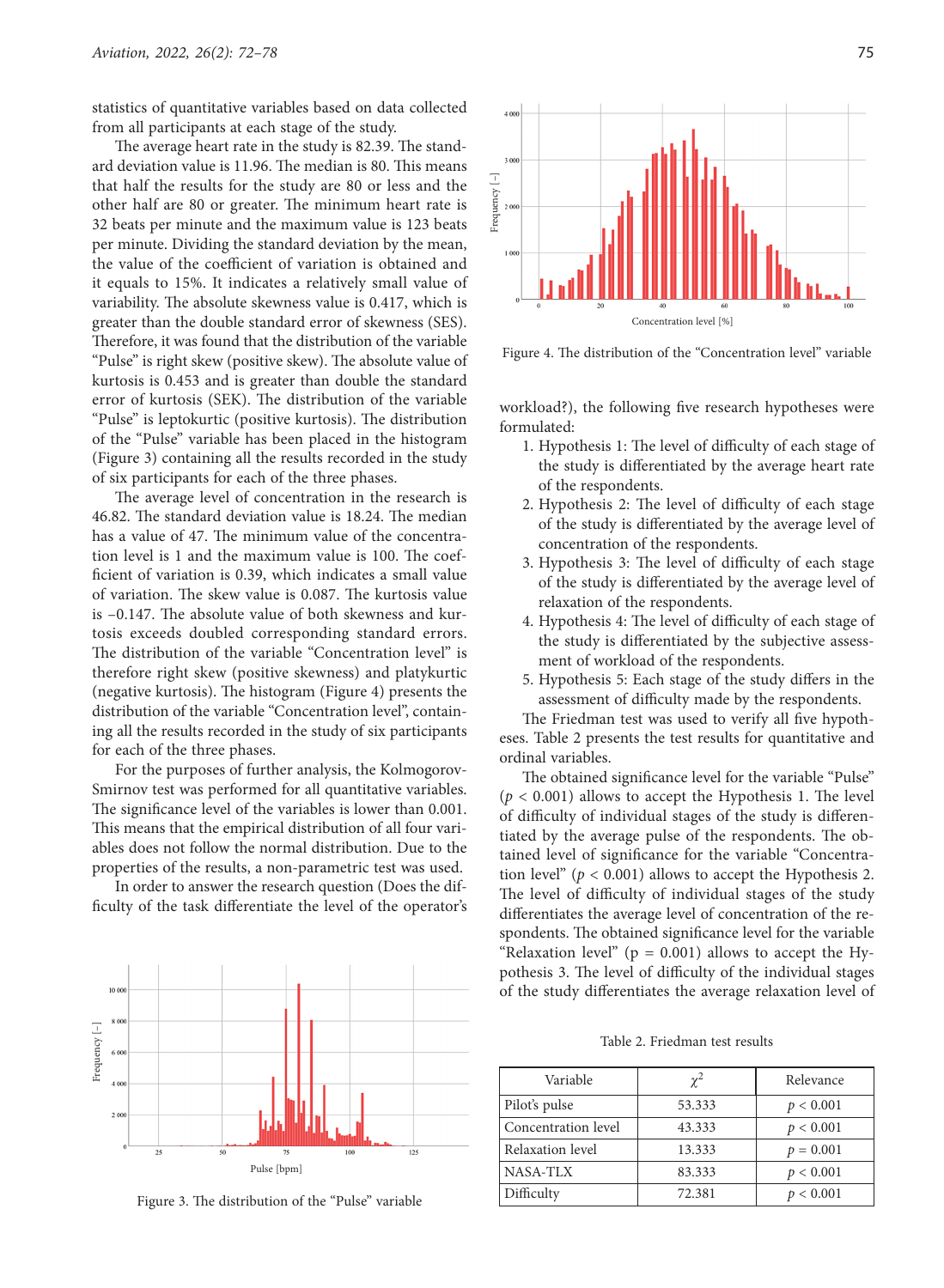statistics of quantitative variables based on data collected from all participants at each stage of the study.

The average heart rate in the study is 82.39. The standard deviation value is 11.96. The median is 80. This means that half the results for the study are 80 or less and the other half are 80 or greater. The minimum heart rate is 32 beats per minute and the maximum value is 123 beats per minute. Dividing the standard deviation by the mean, the value of the coefficient of variation is obtained and it equals to 15%. It indicates a relatively small value of variability. The absolute skewness value is 0.417, which is greater than the double standard error of skewness (SES). Therefore, it was found that the distribution of the variable "Pulse" is right skew (positive skew). The absolute value of kurtosis is 0.453 and is greater than double the standard error of kurtosis (SEK). The distribution of the variable "Pulse" is leptokurtic (positive kurtosis). The distribution of the "Pulse" variable has been placed in the histogram (Figure 3) containing all the results recorded in the study of six participants for each of the three phases.

The average level of concentration in the research is 46.82. The standard deviation value is 18.24. The median has a value of 47. The minimum value of the concentration level is 1 and the maximum value is 100. The coefficient of variation is 0.39, which indicates a small value of variation. The skew value is 0.087. The kurtosis value is –0.147. The absolute value of both skewness and kurtosis exceeds doubled corresponding standard errors. The distribution of the variable "Concentration level" is therefore right skew (positive skewness) and platykurtic (negative kurtosis). The histogram (Figure 4) presents the distribution of the variable "Concentration level", containing all the results recorded in the study of six participants for each of the three phases.

For the purposes of further analysis, the Kolmogorov-Smirnov test was performed for all quantitative variables. The significance level of the variables is lower than 0.001. This means that the empirical distribution of all four variables does not follow the normal distribution. Due to the properties of the results, a non-parametric test was used.

In order to answer the research question (Does the difficulty of the task differentiate the level of the operator's workload?), the following five research hypotheses were formulated:

1. Hypothesis 1: The level of difficulty of each stage of the study is differentiated by the average heart rate of the respondents.
2. Hypothesis 2: The level of difficulty of each stage of the study is differentiated by the average level of concentration of the respondents.
3. Hypothesis 3: The level of difficulty of each stage of the study is differentiated by the average level of relaxation of the respondents.
4. Hypothesis 4: The level of difficulty of each stage of the study is differentiated by the subjective assessment of workload of the respondents.
5. Hypothesis 5: Each stage of the study differs in the assessment of difficulty made by the respondents.

Figure 3. The distribution of the "Pulse" variable

Figure 4. The distribution of the "Concentration level" variable

The Friedman test was used to verify all five hypotheses. Table 2 presents the test results for quantitative and ordinal variables.

The obtained significance level for the variable "Pulse" ($p < 0.001$) allows to accept the Hypothesis 1. The level of difficulty of individual stages of the study is differentiated by the average pulse of the respondents. The obtained level of significance for the variable "Concentration level" ($p < 0.001$) allows to accept the Hypothesis 2. The level of difficulty of individual stages of the study differentiates the average level of concentration of the respondents. The obtained significance level for the variable "Relaxation level" ($p = 0.001$) allows to accept the Hypothesis 3. The level of difficulty of the individual stages of the study differentiates the average relaxation level of

Table 2. Friedman test results

| Variable | $\chi^2$ | Relevance |
|---|---|---|
| Pilot's pulse | 53.333 | $p < 0.001$ |
| Concentration level | 43.333 | $p < 0.001$ |
| Relaxation level | 13.333 | $p = 0.001$ |
| NASA-TLX | 83.333 | $p < 0.001$ |
| Difficulty | 72.381 | $p < 0.001$ |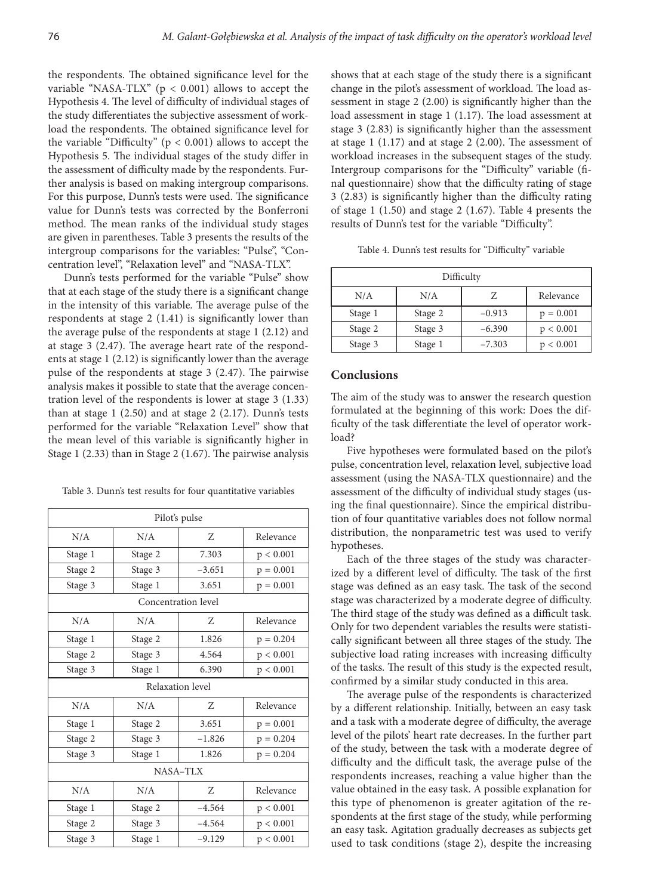the respondents. The obtained significance level for the variable "NASA-TLX" ($p < 0.001$) allows to accept the Hypothesis 4. The level of difficulty of individual stages of the study differentiates the subjective assessment of workload the respondents. The obtained significance level for the variable "Difficulty" ($p < 0.001$) allows to accept the Hypothesis 5. The individual stages of the study differ in the assessment of difficulty made by the respondents. Further analysis is based on making intergroup comparisons. For this purpose, Dunn's tests were used. The significance value for Dunn's tests was corrected by the Bonferroni method. The mean ranks of the individual study stages are given in parentheses. Table 3 presents the results of the intergroup comparisons for the variables: "Pulse", "Concentration level", "Relaxation level" and "NASA-TLX".

Dunn's tests performed for the variable "Pulse" show that at each stage of the study there is a significant change in the intensity of this variable. The average pulse of the respondents at stage 2 (1.41) is significantly lower than the average pulse of the respondents at stage 1 (2.12) and at stage 3 (2.47). The average heart rate of the respondents at stage 1 (2.12) is significantly lower than the average pulse of the respondents at stage 3 (2.47). The pairwise analysis makes it possible to state that the average concentration level of the respondents is lower at stage 3 (1.33) than at stage 1 (2.50) and at stage 2 (2.17). Dunn's tests performed for the variable "Relaxation Level" show that the mean level of this variable is significantly higher in Stage 1 (2.33) than in Stage 2 (1.67). The pairwise analysis shows that at each stage of the study there is a significant change in the pilot's assessment of workload. The load assessment in stage 2 (2.00) is significantly higher than the load assessment in stage 1 (1.17). The load assessment at stage 3 (2.83) is significantly higher than the assessment at stage 1 (1.17) and at stage 2 (2.00). The assessment of workload increases in the subsequent stages of the study. Intergroup comparisons for the "Difficulty" variable (final questionnaire) show that the difficulty rating of stage 3 (2.83) is significantly higher than the difficulty rating of stage 1 (1.50) and stage 2 (1.67). Table 4 presents the results of Dunn's test for the variable "Difficulty".

Table 3. Dunn's test results for four quantitative variables

| Pilot's pulse | | | |
|---|---|---|---|
| N/A | N/A | Z | Relevance |
| Stage 1 | Stage 2 | 7.303 | $p < 0.001$ |
| Stage 2 | Stage 3 | –3.651 | $p = 0.001$ |
| Stage 3 | Stage 1 | 3.651 | $p = 0.001$ |
| **Concentration level** | | | |
| N/A | N/A | Z | Relevance |
| Stage 1 | Stage 2 | 1.826 | $p = 0.204$ |
| Stage 2 | Stage 3 | 4.564 | $p < 0.001$ |
| Stage 3 | Stage 1 | 6.390 | $p < 0.001$ |
| **Relaxation level** | | | |
| N/A | N/A | Z | Relevance |
| Stage 1 | Stage 2 | 3.651 | $p = 0.001$ |
| Stage 2 | Stage 3 | –1.826 | $p = 0.204$ |
| Stage 3 | Stage 1 | 1.826 | $p = 0.204$ |
| **NASA–TLX** | | | |
| N/A | N/A | Z | Relevance |
| Stage 1 | Stage 2 | –4.564 | $p < 0.001$ |
| Stage 2 | Stage 3 | –4.564 | $p < 0.001$ |
| Stage 3 | Stage 1 | –9.129 | $p < 0.001$ |

Table 4. Dunn's test results for "Difficulty" variable

| Difficulty | | | |
|---|---|---|---|
| N/A | N/A | Z | Relevance |
| Stage 1 | Stage 2 | –0.913 | $p = 0.001$ |
| Stage 2 | Stage 3 | –6.390 | $p < 0.001$ |
| Stage 3 | Stage 1 | –7.303 | $p < 0.001$ |

## Conclusions

The aim of the study was to answer the research question formulated at the beginning of this work: Does the difficulty of the task differentiate the level of operator workload?

Five hypotheses were formulated based on the pilot's pulse, concentration level, relaxation level, subjective load assessment (using the NASA-TLX questionnaire) and the assessment of the difficulty of individual study stages (using the final questionnaire). Since the empirical distribution of four quantitative variables does not follow normal distribution, the nonparametric test was used to verify hypotheses.

Each of the three stages of the study was characterized by a different level of difficulty. The task of the first stage was defined as an easy task. The task of the second stage was characterized by a moderate degree of difficulty. The third stage of the study was defined as a difficult task. Only for two dependent variables the results were statistically significant between all three stages of the study. The subjective load rating increases with increasing difficulty of the tasks. The result of this study is the expected result, confirmed by a similar study conducted in this area.

The average pulse of the respondents is characterized by a different relationship. Initially, between an easy task and a task with a moderate degree of difficulty, the average level of the pilots' heart rate decreases. In the further part of the study, between the task with a moderate degree of difficulty and the difficult task, the average pulse of the respondents increases, reaching a value higher than the value obtained in the easy task. A possible explanation for this type of phenomenon is greater agitation of the respondents at the first stage of the study, while performing an easy task. Agitation gradually decreases as subjects get used to task conditions (stage 2), despite the increasing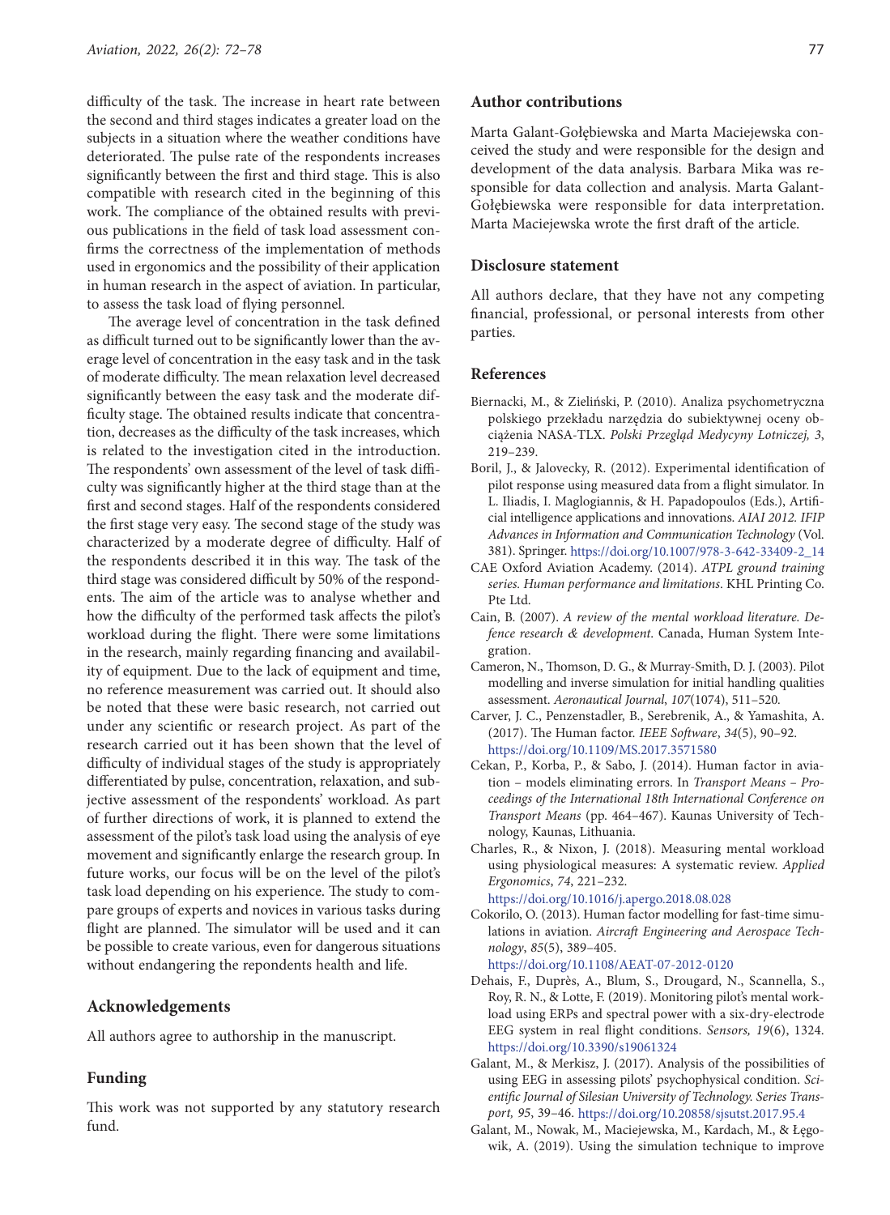difficulty of the task. The increase in heart rate between the second and third stages indicates a greater load on the subjects in a situation where the weather conditions have deteriorated. The pulse rate of the respondents increases significantly between the first and third stage. This is also compatible with research cited in the beginning of this work. The compliance of the obtained results with previous publications in the field of task load assessment confirms the correctness of the implementation of methods used in ergonomics and the possibility of their application in human research in the aspect of aviation. In particular, to assess the task load of flying personnel.

The average level of concentration in the task defined as difficult turned out to be significantly lower than the average level of concentration in the easy task and in the task of moderate difficulty. The mean relaxation level decreased significantly between the easy task and the moderate difficulty stage. The obtained results indicate that concentration, decreases as the difficulty of the task increases, which is related to the investigation cited in the introduction. The respondents' own assessment of the level of task difficulty was significantly higher at the third stage than at the first and second stages. Half of the respondents considered the first stage very easy. The second stage of the study was characterized by a moderate degree of difficulty. Half of the respondents described it in this way. The task of the third stage was considered difficult by 50% of the respondents. The aim of the article was to analyse whether and how the difficulty of the performed task affects the pilot's workload during the flight. There were some limitations in the research, mainly regarding financing and availability of equipment. Due to the lack of equipment and time, no reference measurement was carried out. It should also be noted that these were basic research, not carried out under any scientific or research project. As part of the research carried out it has been shown that the level of difficulty of individual stages of the study is appropriately differentiated by pulse, concentration, relaxation, and subjective assessment of the respondents' workload. As part of further directions of work, it is planned to extend the assessment of the pilot's task load using the analysis of eye movement and significantly enlarge the research group. In future works, our focus will be on the level of the pilot's task load depending on his experience. The study to compare groups of experts and novices in various tasks during flight are planned. The simulator will be used and it can be possible to create various, even for dangerous situations without endangering the repondents health and life.

## Acknowledgements

All authors agree to authorship in the manuscript.

## Funding

This work was not supported by any statutory research fund.

## Author contributions

Marta Galant-Gołębiewska and Marta Maciejewska conceived the study and were responsible for the design and development of the data analysis. Barbara Mika was responsible for data collection and analysis. Marta Galant-Gołębiewska were responsible for data interpretation. Marta Maciejewska wrote the first draft of the article.

## Disclosure statement

All authors declare, that they have not any competing financial, professional, or personal interests from other parties.

## References

Biernacki, M., & Zieliński, P. (2010). Analiza psychometryczna polskiego przekładu narzędzia do subiektywnej oceny obciążenia NASA-TLX. *Polski Przegląd Medycyny Lotniczej, 3*, 219–239.

Boril, J., & Jalovecky, R. (2012). Experimental identification of pilot response using measured data from a flight simulator. In L. Iliadis, I. Maglogiannis, & H. Papadopoulos (Eds.), Artificial intelligence applications and innovations. *AIAI 2012. IFIP Advances in Information and Communication Technology* (Vol. 381). Springer. https://doi.org/10.1007/978-3-642-33409-2_14

CAE Oxford Aviation Academy. (2014). *ATPL ground training series. Human performance and limitations*. KHL Printing Co. Pte Ltd.

Cain, B. (2007). *A review of the mental workload literature. Defence research & development*. Canada, Human System Integration.

Cameron, N., Thomson, D. G., & Murray-Smith, D. J. (2003). Pilot modelling and inverse simulation for initial handling qualities assessment. *Aeronautical Journal*, *107*(1074), 511–520.

Carver, J. C., Penzenstadler, B., Serebrenik, A., & Yamashita, A. (2017). The Human factor. *IEEE Software*, *34*(5), 90–92. https://doi.org/10.1109/MS.2017.3571580

Cekan, P., Korba, P., & Sabo, J. (2014). Human factor in aviation – models eliminating errors. In *Transport Means – Proceedings of the International 18th International Conference on Transport Means* (pp. 464–467). Kaunas University of Technology, Kaunas, Lithuania.

Charles, R., & Nixon, J. (2018). Measuring mental workload using physiological measures: A systematic review. *Applied Ergonomics*, *74*, 221–232. https://doi.org/10.1016/j.apergo.2018.08.028

Cokorilo, O. (2013). Human factor modelling for fast-time simulations in aviation. *Aircraft Engineering and Aerospace Technology*, *85*(5), 389–405. https://doi.org/10.1108/AEAT-07-2012-0120

Dehais, F., Duprès, A., Blum, S., Drougard, N., Scannella, S., Roy, R. N., & Lotte, F. (2019). Monitoring pilot's mental workload using ERPs and spectral power with a six-dry-electrode EEG system in real flight conditions. *Sensors, 19*(6), 1324. https://doi.org/10.3390/s19061324

Galant, M., & Merkisz, J. (2017). Analysis of the possibilities of using EEG in assessing pilots' psychophysical condition. *Scientific Journal of Silesian University of Technology. Series Transport, 95*, 39–46. https://doi.org/10.20858/sjsutst.2017.95.4

Galant, M., Nowak, M., Maciejewska, M., Kardach, M., & Łęgowik, A. (2019). Using the simulation technique to improve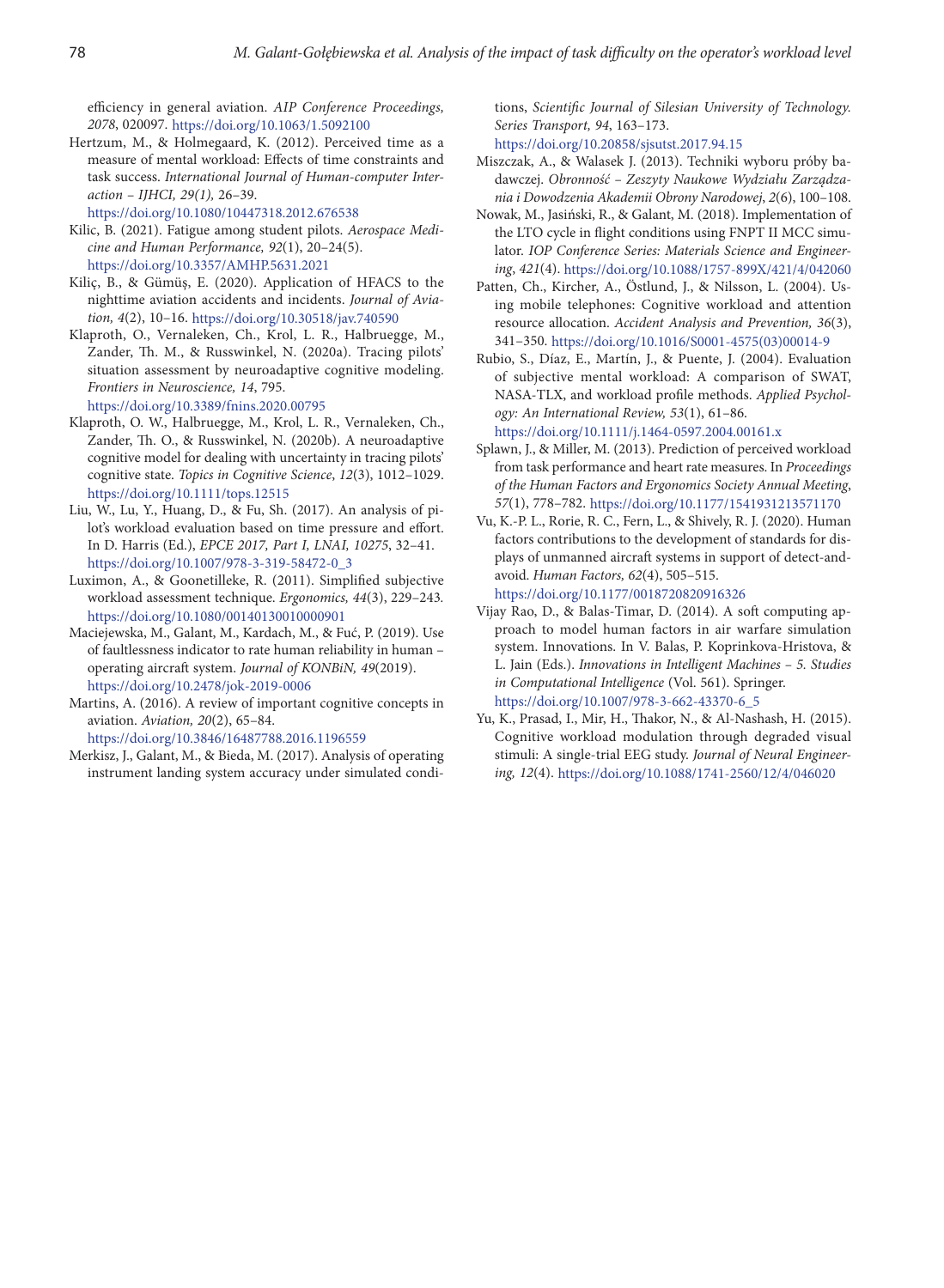efficiency in general aviation. *AIP Conference Proceedings, 2078*, 020097. https://doi.org/10.1063/1.5092100

Hertzum, M., & Holmegaard, K. (2012). Perceived time as a measure of mental workload: Effects of time constraints and task success. *International Journal of Human-computer Interaction – IJHCI, 29(1),* 26–39. https://doi.org/10.1080/10447318.2012.676538

Kilic, B. (2021). Fatigue among student pilots. *Aerospace Medicine and Human Performance, 92*(1), 20–24(5). https://doi.org/10.3357/AMHP.5631.2021

Kiliç, B., & Gümüş, E. (2020). Application of HFACS to the nighttime aviation accidents and incidents. *Journal of Aviation, 4*(2), 10–16. https://doi.org/10.30518/jav.740590

Klaproth, O., Vernaleken, Ch., Krol, L. R., Halbruegge, M., Zander, Th. M., & Russwinkel, N. (2020a). Tracing pilots' situation assessment by neuroadaptive cognitive modeling. *Frontiers in Neuroscience, 14*, 795. https://doi.org/10.3389/fnins.2020.00795

Klaproth, O. W., Halbruegge, M., Krol, L. R., Vernaleken, Ch., Zander, Th. O., & Russwinkel, N. (2020b). A neuroadaptive cognitive model for dealing with uncertainty in tracing pilots' cognitive state. *Topics in Cognitive Science*, *12*(3), 1012–1029. https://doi.org/10.1111/tops.12515

Liu, W., Lu, Y., Huang, D., & Fu, Sh. (2017). An analysis of pilot's workload evaluation based on time pressure and effort. In D. Harris (Ed.), *EPCE 2017, Part I, LNAI, 10275*, 32–41. https://doi.org/10.1007/978-3-319-58472-0_3

Luximon, A., & Goonetilleke, R. (2011). Simplified subjective workload assessment technique. *Ergonomics, 44*(3), 229–243. https://doi.org/10.1080/00140130010000901

Maciejewska, M., Galant, M., Kardach, M., & Fuć, P. (2019). Use of faultlessness indicator to rate human reliability in human – operating aircraft system. *Journal of KONBiN, 49*(2019). https://doi.org/10.2478/jok-2019-0006

Martins, A. (2016). A review of important cognitive concepts in aviation. *Aviation, 20*(2), 65–84. https://doi.org/10.3846/16487788.2016.1196559

Merkisz, J., Galant, M., & Bieda, M. (2017). Analysis of operating instrument landing system accuracy under simulated conditions, *Scientific Journal of Silesian University of Technology. Series Transport, 94*, 163–173. https://doi.org/10.20858/sjsutst.2017.94.15

Miszczak, A., & Walasek J. (2013). Techniki wyboru próby badawczej. *Obronność – Zeszyty Naukowe Wydziału Zarządzania i Dowodzenia Akademii Obrony Narodowej*, *2*(6), 100–108.

Nowak, M., Jasiński, R., & Galant, M. (2018). Implementation of the LTO cycle in flight conditions using FNPT II MCC simulator. *IOP Conference Series: Materials Science and Engineering*, *421*(4). https://doi.org/10.1088/1757-899X/421/4/042060

Patten, Ch., Kircher, A., Östlund, J., & Nilsson, L. (2004). Using mobile telephones: Cognitive workload and attention resource allocation. *Accident Analysis and Prevention, 36*(3), 341–350. https://doi.org/10.1016/S0001-4575(03)00014-9

Rubio, S., Díaz, E., Martín, J., & Puente, J. (2004). Evaluation of subjective mental workload: A comparison of SWAT, NASA-TLX, and workload profile methods. *Applied Psychology: An International Review, 53*(1), 61–86. https://doi.org/10.1111/j.1464-0597.2004.00161.x

Splawn, J., & Miller, M. (2013). Prediction of perceived workload from task performance and heart rate measures. In *Proceedings of the Human Factors and Ergonomics Society Annual Meeting*, *57*(1), 778–782. https://doi.org/10.1177/1541931213571170

Vu, K.-P. L., Rorie, R. C., Fern, L., & Shively, R. J. (2020). Human factors contributions to the development of standards for displays of unmanned aircraft systems in support of detect-and-avoid. *Human Factors, 62*(4), 505–515. https://doi.org/10.1177/0018720820916326

Vijay Rao, D., & Balas-Timar, D. (2014). A soft computing approach to model human factors in air warfare simulation system. Innovations. In V. Balas, P. Koprinkova-Hristova, & L. Jain (Eds.). *Innovations in Intelligent Machines – 5. Studies in Computational Intelligence* (Vol. 561). Springer. https://doi.org/10.1007/978-3-662-43370-6_5

Yu, K., Prasad, I., Mir, H., Thakor, N., & Al-Nashash, H. (2015). Cognitive workload modulation through degraded visual stimuli: A single-trial EEG study. *Journal of Neural Engineering, 12*(4). https://doi.org/10.1088/1741-2560/12/4/046020